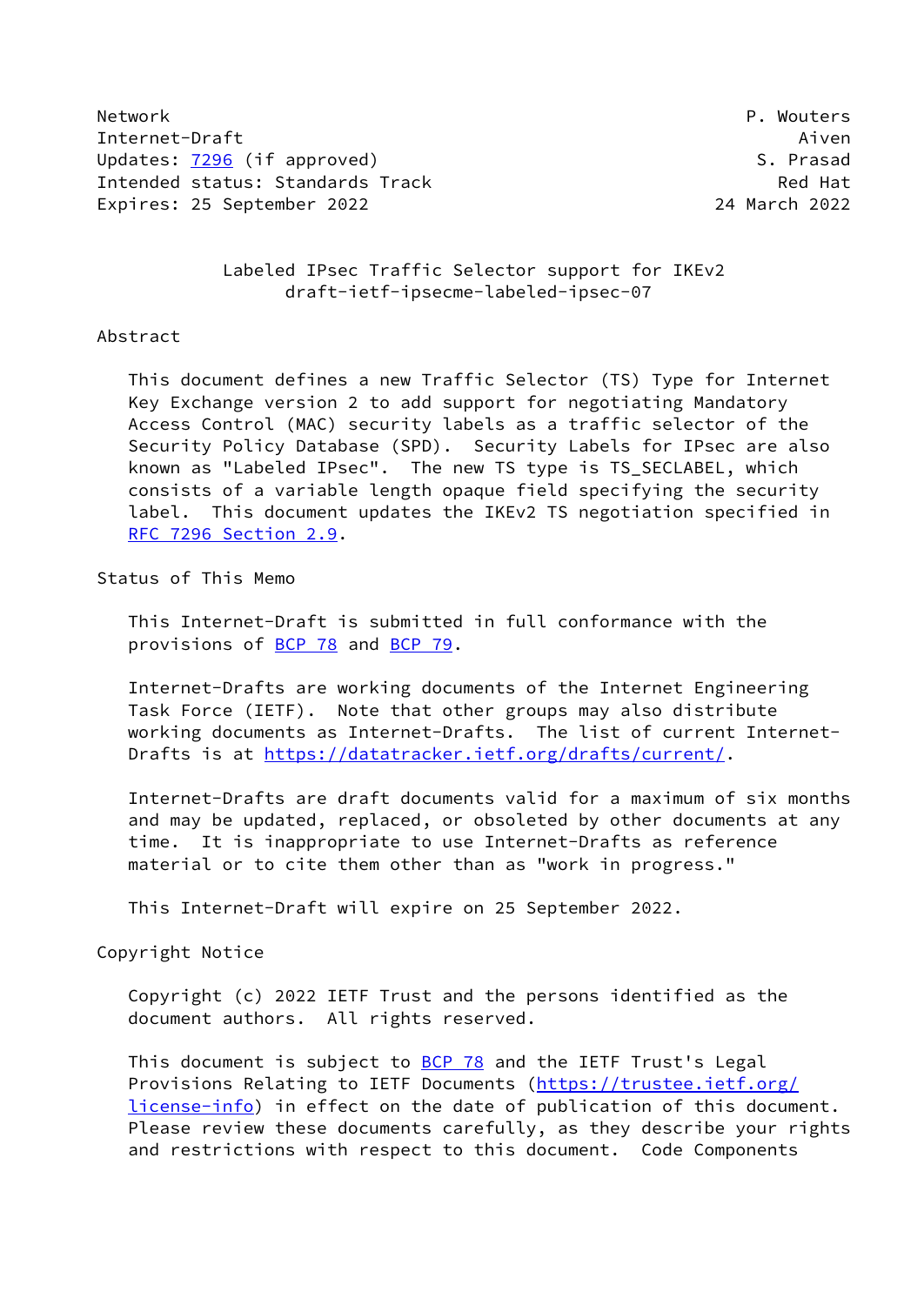Network P. Wouters
Internet-Draft Aiven
Updates: 7296 (if approved) S. Prasad
Intended status: Standards Track Red Hat
Expires: 25 September 2022 24 March 2022

# Labeled IPsec Traffic Selector support for IKEv2
## draft-ietf-ipsecme-labeled-ipsec-07

## Abstract

This document defines a new Traffic Selector (TS) Type for Internet Key Exchange version 2 to add support for negotiating Mandatory Access Control (MAC) security labels as a traffic selector of the Security Policy Database (SPD). Security Labels for IPsec are also known as "Labeled IPsec". The new TS type is TS_SECLABEL, which consists of a variable length opaque field specifying the security label. This document updates the IKEv2 TS negotiation specified in RFC 7296 Section 2.9.

## Status of This Memo

This Internet-Draft is submitted in full conformance with the provisions of BCP 78 and BCP 79.

Internet-Drafts are working documents of the Internet Engineering Task Force (IETF). Note that other groups may also distribute working documents as Internet-Drafts. The list of current Internet-Drafts is at https://datatracker.ietf.org/drafts/current/.

Internet-Drafts are draft documents valid for a maximum of six months and may be updated, replaced, or obsoleted by other documents at any time. It is inappropriate to use Internet-Drafts as reference material or to cite them other than as "work in progress."

This Internet-Draft will expire on 25 September 2022.

## Copyright Notice

Copyright (c) 2022 IETF Trust and the persons identified as the document authors. All rights reserved.

This document is subject to BCP 78 and the IETF Trust's Legal Provisions Relating to IETF Documents (https://trustee.ietf.org/license-info) in effect on the date of publication of this document. Please review these documents carefully, as they describe your rights and restrictions with respect to this document. Code Components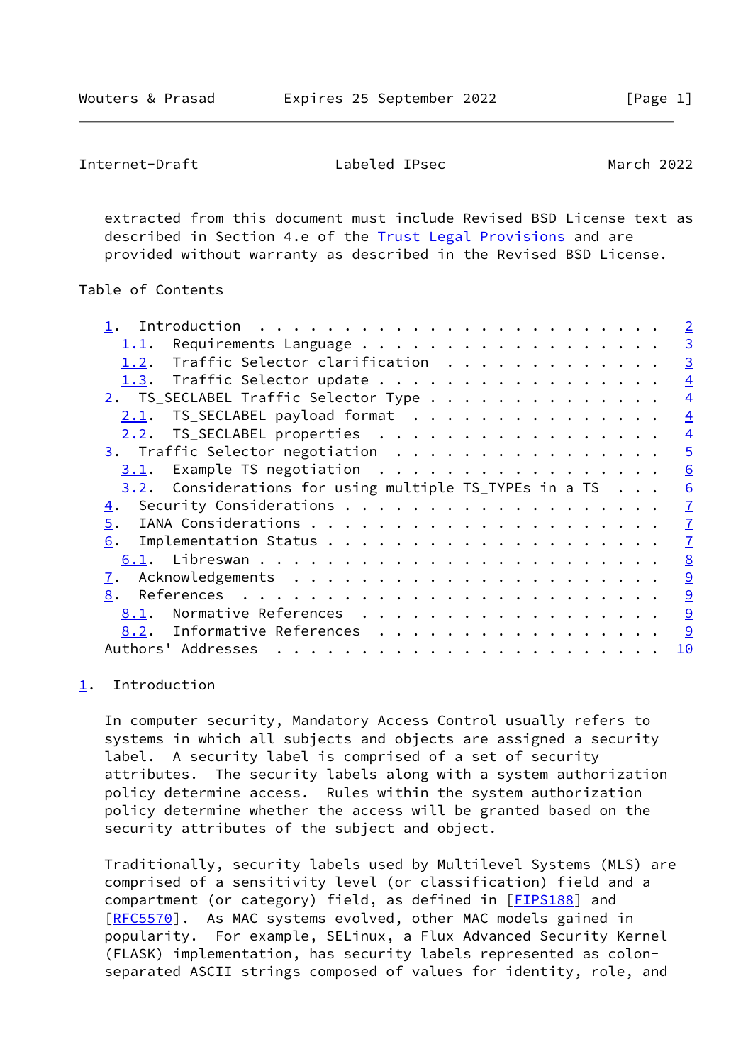extracted from this document must include Revised BSD License text as described in Section 4.e of the Trust Legal Provisions and are provided without warranty as described in the Revised BSD License.

## Table of Contents

- 1. Introduction . . . . . . . . . . . . . . . . . . . . . . . . 2
  - 1.1. Requirements Language . . . . . . . . . . . . . . . . . . 3
  - 1.2. Traffic Selector clarification . . . . . . . . . . . . . 3
  - 1.3. Traffic Selector update . . . . . . . . . . . . . . . . . 4
- 2. TS_SECLABEL Traffic Selector Type . . . . . . . . . . . . . . 4
  - 2.1. TS_SECLABEL payload format . . . . . . . . . . . . . . . 4
  - 2.2. TS_SECLABEL properties . . . . . . . . . . . . . . . . . 4
- 3. Traffic Selector negotiation . . . . . . . . . . . . . . . . 5
  - 3.1. Example TS negotiation . . . . . . . . . . . . . . . . . 6
  - 3.2. Considerations for using multiple TS_TYPEs in a TS . . . 6
- 4. Security Considerations . . . . . . . . . . . . . . . . . . . 7
- 5. IANA Considerations . . . . . . . . . . . . . . . . . . . . . 7
- 6. Implementation Status . . . . . . . . . . . . . . . . . . . . 7
  - 6.1. Libreswan . . . . . . . . . . . . . . . . . . . . . . . . 8
- 7. Acknowledgements . . . . . . . . . . . . . . . . . . . . . . 9
- 8. References . . . . . . . . . . . . . . . . . . . . . . . . . 9
  - 8.1. Normative References . . . . . . . . . . . . . . . . . . 9
  - 8.2. Informative References . . . . . . . . . . . . . . . . . 9
- Authors' Addresses . . . . . . . . . . . . . . . . . . . . . . . 10

## 1. Introduction

In computer security, Mandatory Access Control usually refers to systems in which all subjects and objects are assigned a security label. A security label is comprised of a set of security attributes. The security labels along with a system authorization policy determine access. Rules within the system authorization policy determine whether the access will be granted based on the security attributes of the subject and object.

Traditionally, security labels used by Multilevel Systems (MLS) are comprised of a sensitivity level (or classification) field and a compartment (or category) field, as defined in [FIPS188] and [RFC5570]. As MAC systems evolved, other MAC models gained in popularity. For example, SELinux, a Flux Advanced Security Kernel (FLASK) implementation, has security labels represented as colon-separated ASCII strings composed of values for identity, role, and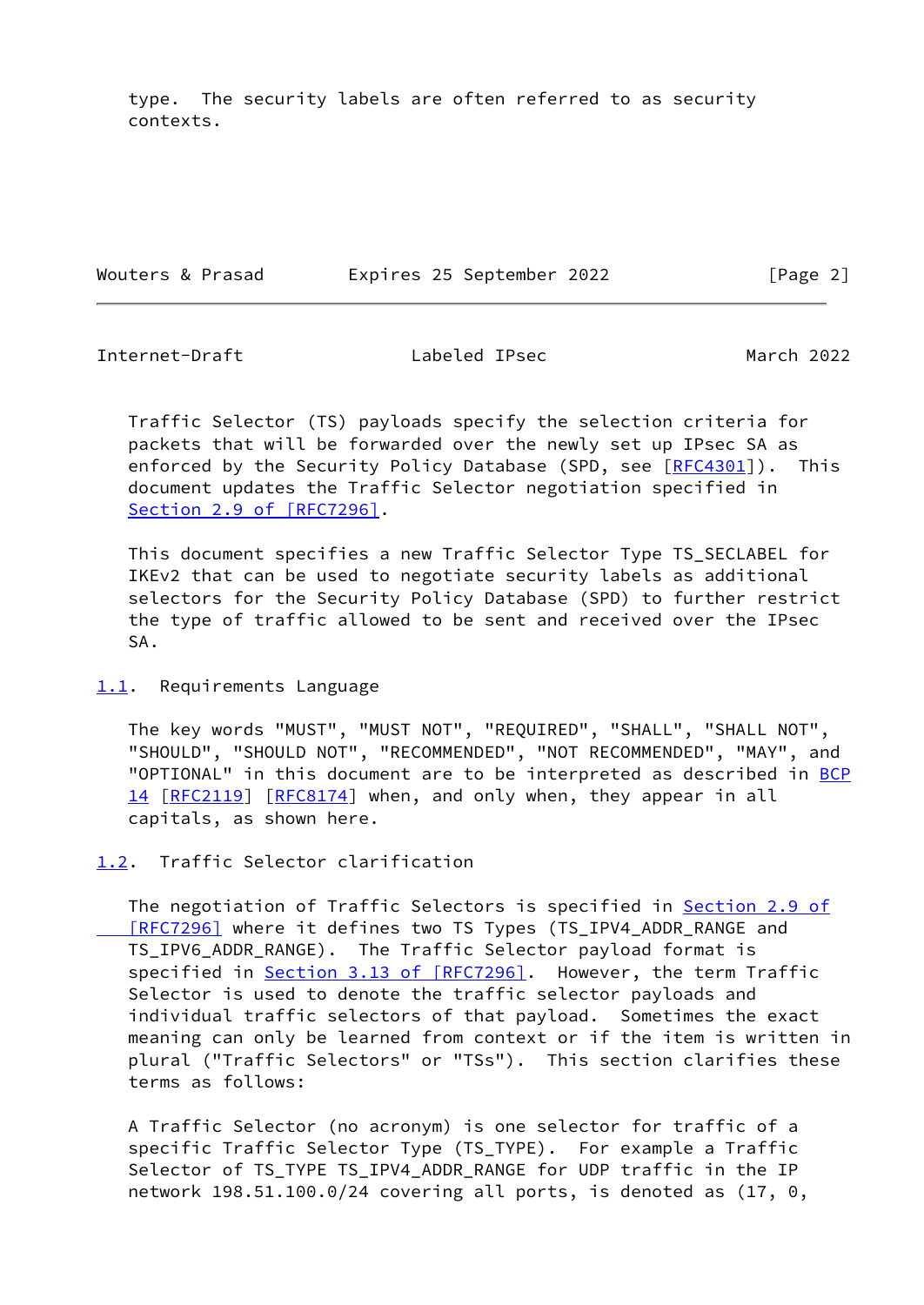type. The security labels are often referred to as security contexts.

Traffic Selector (TS) payloads specify the selection criteria for packets that will be forwarded over the newly set up IPsec SA as enforced by the Security Policy Database (SPD, see [RFC4301]). This document updates the Traffic Selector negotiation specified in Section 2.9 of [RFC7296].

This document specifies a new Traffic Selector Type TS_SECLABEL for IKEv2 that can be used to negotiate security labels as additional selectors for the Security Policy Database (SPD) to further restrict the type of traffic allowed to be sent and received over the IPsec SA.

### 1.1. Requirements Language

The key words "MUST", "MUST NOT", "REQUIRED", "SHALL", "SHALL NOT", "SHOULD", "SHOULD NOT", "RECOMMENDED", "NOT RECOMMENDED", "MAY", and "OPTIONAL" in this document are to be interpreted as described in BCP 14 [RFC2119] [RFC8174] when, and only when, they appear in all capitals, as shown here.

### 1.2. Traffic Selector clarification

The negotiation of Traffic Selectors is specified in Section 2.9 of [RFC7296] where it defines two TS Types (TS_IPV4_ADDR_RANGE and TS_IPV6_ADDR_RANGE). The Traffic Selector payload format is specified in Section 3.13 of [RFC7296]. However, the term Traffic Selector is used to denote the traffic selector payloads and individual traffic selectors of that payload. Sometimes the exact meaning can only be learned from context or if the item is written in plural ("Traffic Selectors" or "TSs"). This section clarifies these terms as follows:

A Traffic Selector (no acronym) is one selector for traffic of a specific Traffic Selector Type (TS_TYPE). For example a Traffic Selector of TS_TYPE TS_IPV4_ADDR_RANGE for UDP traffic in the IP network 198.51.100.0/24 covering all ports, is denoted as (17, 0,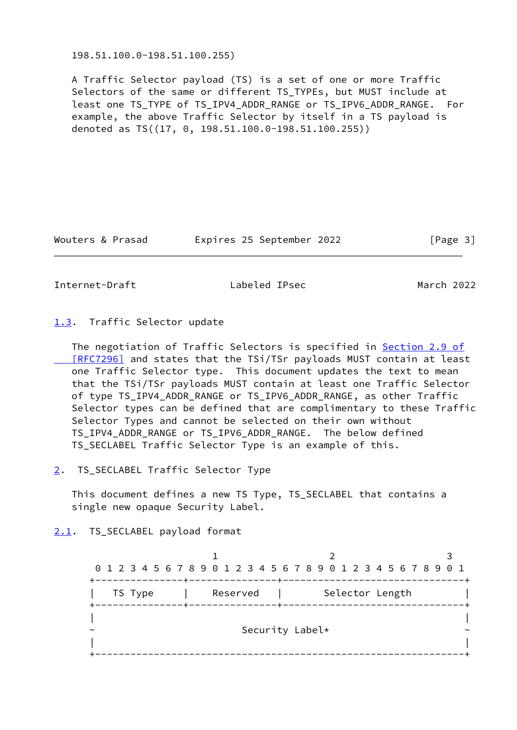198.51.100.0-198.51.100.255)

A Traffic Selector payload (TS) is a set of one or more Traffic Selectors of the same or different TS_TYPEs, but MUST include at least one TS_TYPE of TS_IPV4_ADDR_RANGE or TS_IPV6_ADDR_RANGE. For example, the above Traffic Selector by itself in a TS payload is denoted as TS((17, 0, 198.51.100.0-198.51.100.255))

### 1.3. Traffic Selector update

The negotiation of Traffic Selectors is specified in Section 2.9 of [RFC7296] and states that the TSi/TSr payloads MUST contain at least one Traffic Selector type. This document updates the text to mean that the TSi/TSr payloads MUST contain at least one Traffic Selector of type TS_IPV4_ADDR_RANGE or TS_IPV6_ADDR_RANGE, as other Traffic Selector types can be defined that are complimentary to these Traffic Selector Types and cannot be selected on their own without TS_IPV4_ADDR_RANGE or TS_IPV6_ADDR_RANGE. The below defined TS_SECLABEL Traffic Selector Type is an example of this.

## 2. TS_SECLABEL Traffic Selector Type

This document defines a new TS Type, TS_SECLABEL that contains a single new opaque Security Label.

### 2.1. TS_SECLABEL payload format

```
                     1                   2                   3
 0 1 2 3 4 5 6 7 8 9 0 1 2 3 4 5 6 7 8 9 0 1 2 3 4 5 6 7 8 9 0 1
+---------------+---------------+-------------------------------+
|   TS Type     |   Reserved    |       Selector Length         |
+---------------+---------------+-------------------------------+
|                                                               |
~                         Security Label*                       ~
|                                                               |
+---------------------------------------------------------------+
```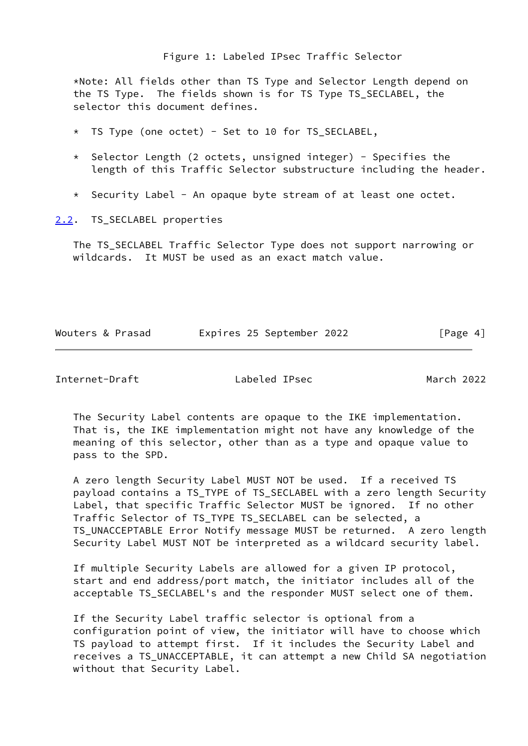Figure 1: Labeled IPsec Traffic Selector

*Note: All fields other than TS Type and Selector Length depend on the TS Type. The fields shown is for TS Type TS_SECLABEL, the selector this document defines.

* TS Type (one octet) - Set to 10 for TS_SECLABEL,
* Selector Length (2 octets, unsigned integer) - Specifies the length of this Traffic Selector substructure including the header.
* Security Label - An opaque byte stream of at least one octet.

## 2.2. TS_SECLABEL properties

The TS_SECLABEL Traffic Selector Type does not support narrowing or wildcards. It MUST be used as an exact match value.

The Security Label contents are opaque to the IKE implementation. That is, the IKE implementation might not have any knowledge of the meaning of this selector, other than as a type and opaque value to pass to the SPD.

A zero length Security Label MUST NOT be used. If a received TS payload contains a TS_TYPE of TS_SECLABEL with a zero length Security Label, that specific Traffic Selector MUST be ignored. If no other Traffic Selector of TS_TYPE TS_SECLABEL can be selected, a TS_UNACCEPTABLE Error Notify message MUST be returned. A zero length Security Label MUST NOT be interpreted as a wildcard security label.

If multiple Security Labels are allowed for a given IP protocol, start and end address/port match, the initiator includes all of the acceptable TS_SECLABEL's and the responder MUST select one of them.

If the Security Label traffic selector is optional from a configuration point of view, the initiator will have to choose which TS payload to attempt first. If it includes the Security Label and receives a TS_UNACCEPTABLE, it can attempt a new Child SA negotiation without that Security Label.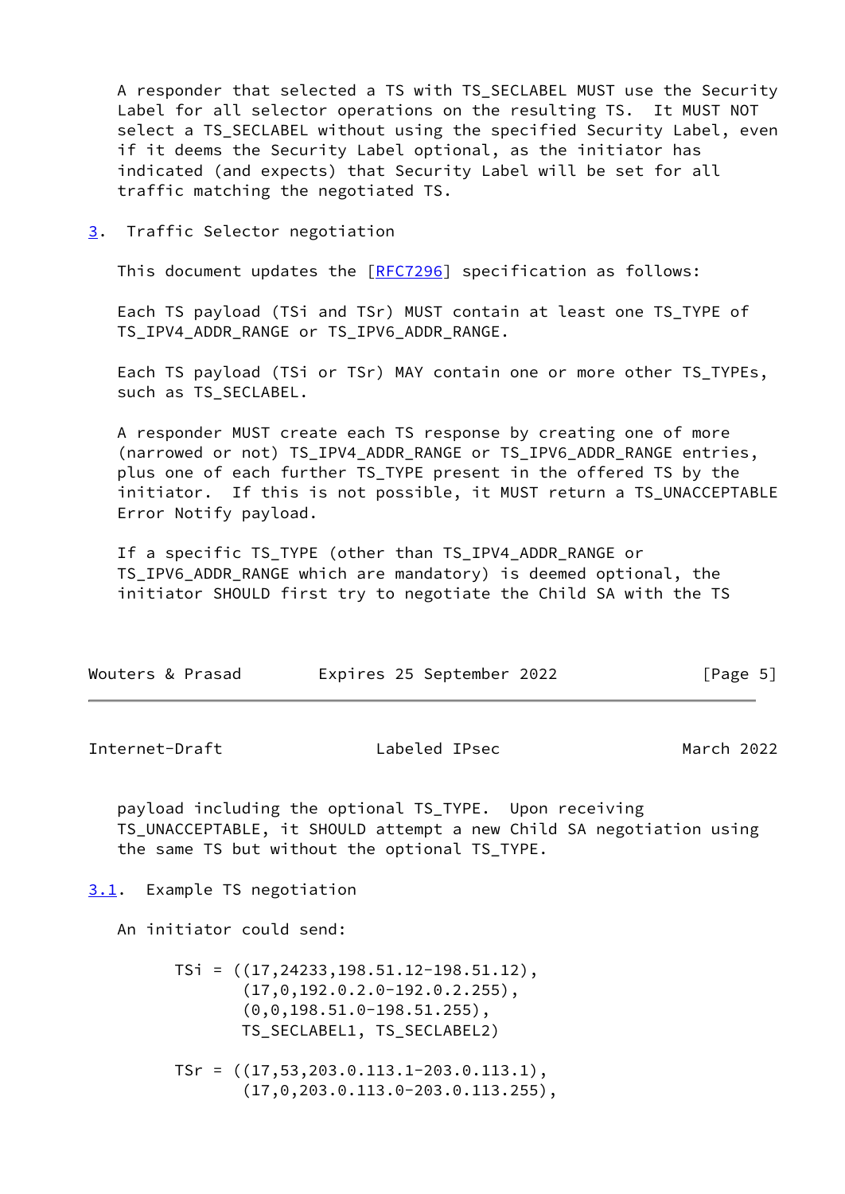A responder that selected a TS with TS_SECLABEL MUST use the Security Label for all selector operations on the resulting TS. It MUST NOT select a TS_SECLABEL without using the specified Security Label, even if it deems the Security Label optional, as the initiator has indicated (and expects) that Security Label will be set for all traffic matching the negotiated TS.

## 3. Traffic Selector negotiation

This document updates the [RFC7296] specification as follows:

Each TS payload (TSi and TSr) MUST contain at least one TS_TYPE of TS_IPV4_ADDR_RANGE or TS_IPV6_ADDR_RANGE.

Each TS payload (TSi or TSr) MAY contain one or more other TS_TYPEs, such as TS_SECLABEL.

A responder MUST create each TS response by creating one of more (narrowed or not) TS_IPV4_ADDR_RANGE or TS_IPV6_ADDR_RANGE entries, plus one of each further TS_TYPE present in the offered TS by the initiator. If this is not possible, it MUST return a TS_UNACCEPTABLE Error Notify payload.

If a specific TS_TYPE (other than TS_IPV4_ADDR_RANGE or TS_IPV6_ADDR_RANGE which are mandatory) is deemed optional, the initiator SHOULD first try to negotiate the Child SA with the TS payload including the optional TS_TYPE. Upon receiving TS_UNACCEPTABLE, it SHOULD attempt a new Child SA negotiation using the same TS but without the optional TS_TYPE.

### 3.1. Example TS negotiation

An initiator could send:

```
TSi = ((17,24233,198.51.12-198.51.12),
      (17,0,192.0.2.0-192.0.2.255),
      (0,0,198.51.0-198.51.255),
      TS_SECLABEL1, TS_SECLABEL2)

TSr = ((17,53,203.0.113.1-203.0.113.1),
      (17,0,203.0.113.0-203.0.113.255),
```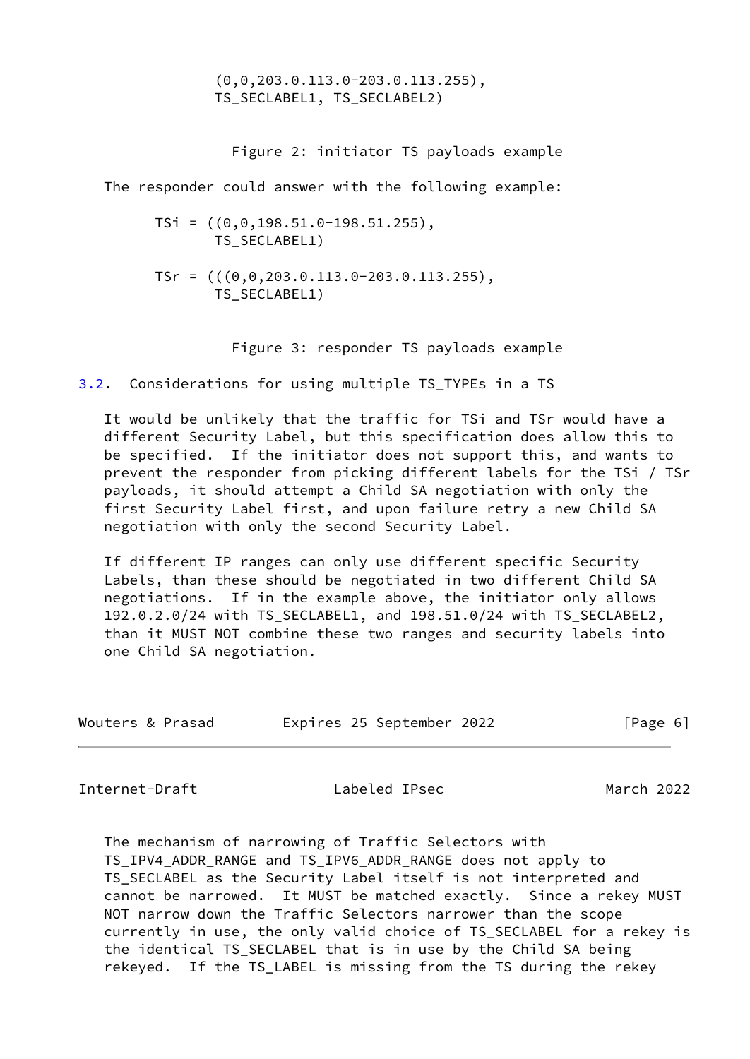```
          (0,0,203.0.113.0-203.0.113.255),
          TS_SECLABEL1, TS_SECLABEL2)
```

Figure 2: initiator TS payloads example

The responder could answer with the following example:

```
   TSi = ((0,0,198.51.0-198.51.255),
          TS_SECLABEL1)

   TSr = (((0,0,203.0.113.0-203.0.113.255),
          TS_SECLABEL1)
```

Figure 3: responder TS payloads example

### 3.2. Considerations for using multiple TS_TYPEs in a TS

It would be unlikely that the traffic for TSi and TSr would have a different Security Label, but this specification does allow this to be specified. If the initiator does not support this, and wants to prevent the responder from picking different labels for the TSi / TSr payloads, it should attempt a Child SA negotiation with only the first Security Label first, and upon failure retry a new Child SA negotiation with only the second Security Label.

If different IP ranges can only use different specific Security Labels, than these should be negotiated in two different Child SA negotiations. If in the example above, the initiator only allows 192.0.2.0/24 with TS_SECLABEL1, and 198.51.0/24 with TS_SECLABEL2, than it MUST NOT combine these two ranges and security labels into one Child SA negotiation.

The mechanism of narrowing of Traffic Selectors with TS_IPV4_ADDR_RANGE and TS_IPV6_ADDR_RANGE does not apply to TS_SECLABEL as the Security Label itself is not interpreted and cannot be narrowed. It MUST be matched exactly. Since a rekey MUST NOT narrow down the Traffic Selectors narrower than the scope currently in use, the only valid choice of TS_SECLABEL for a rekey is the identical TS_SECLABEL that is in use by the Child SA being rekeyed. If the TS_LABEL is missing from the TS during the rekey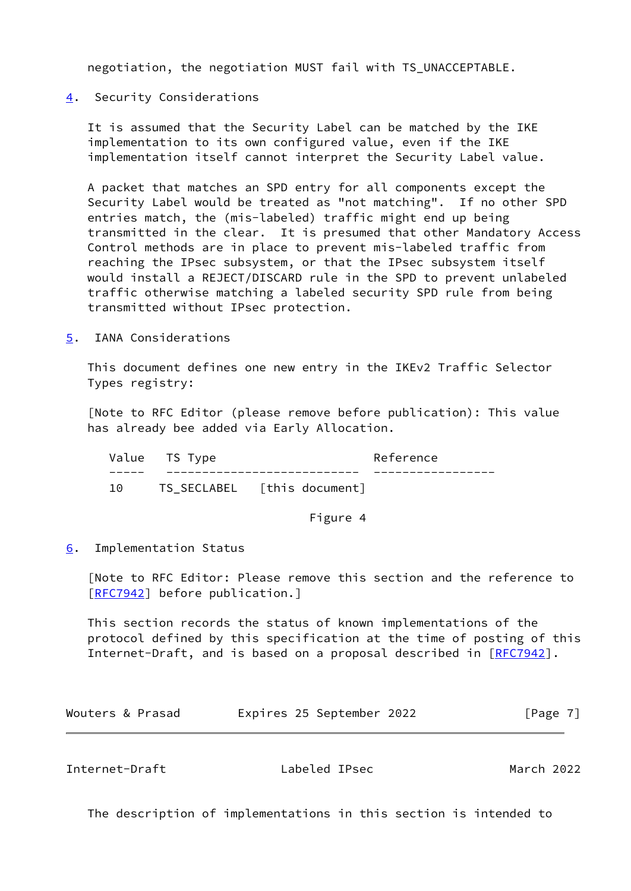negotiation, the negotiation MUST fail with TS_UNACCEPTABLE.

## 4. Security Considerations

It is assumed that the Security Label can be matched by the IKE implementation to its own configured value, even if the IKE implementation itself cannot interpret the Security Label value.

A packet that matches an SPD entry for all components except the Security Label would be treated as "not matching". If no other SPD entries match, the (mis-labeled) traffic might end up being transmitted in the clear. It is presumed that other Mandatory Access Control methods are in place to prevent mis-labeled traffic from reaching the IPsec subsystem, or that the IPsec subsystem itself would install a REJECT/DISCARD rule in the SPD to prevent unlabeled traffic otherwise matching a labeled security SPD rule from being transmitted without IPsec protection.

## 5. IANA Considerations

This document defines one new entry in the IKEv2 Traffic Selector Types registry:

[Note to RFC Editor (please remove before publication): This value has already bee added via Early Allocation.

```
   Value   TS Type                      Reference
   -----   ---------------------------  -----------------
   10     TS_SECLABEL   [this document]
```

Figure 4

## 6. Implementation Status

[Note to RFC Editor: Please remove this section and the reference to [RFC7942] before publication.]

This section records the status of known implementations of the protocol defined by this specification at the time of posting of this Internet-Draft, and is based on a proposal described in [RFC7942].

The description of implementations in this section is intended to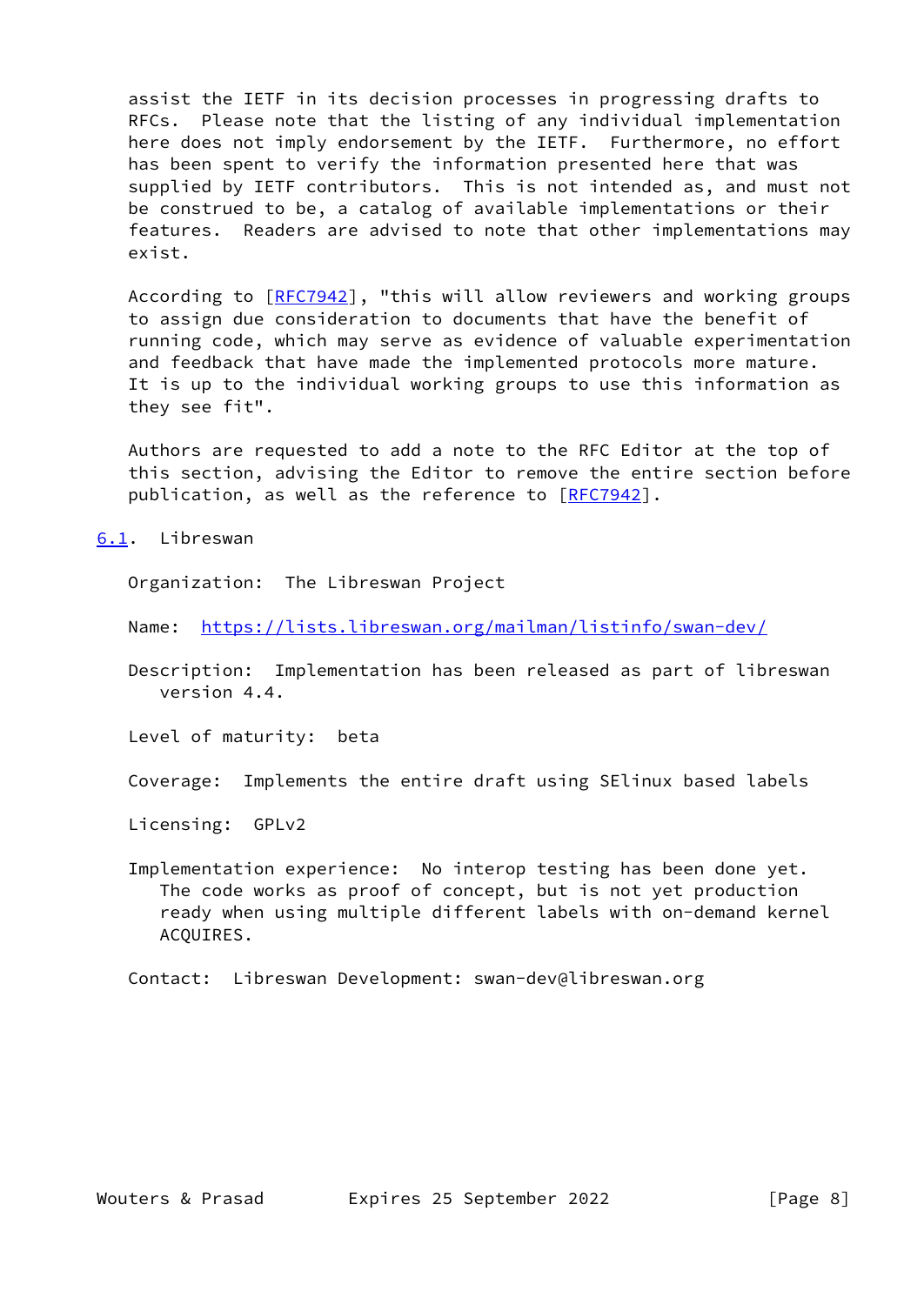assist the IETF in its decision processes in progressing drafts to RFCs. Please note that the listing of any individual implementation here does not imply endorsement by the IETF. Furthermore, no effort has been spent to verify the information presented here that was supplied by IETF contributors. This is not intended as, and must not be construed to be, a catalog of available implementations or their features. Readers are advised to note that other implementations may exist.

According to [RFC7942], "this will allow reviewers and working groups to assign due consideration to documents that have the benefit of running code, which may serve as evidence of valuable experimentation and feedback that have made the implemented protocols more mature. It is up to the individual working groups to use this information as they see fit".

Authors are requested to add a note to the RFC Editor at the top of this section, advising the Editor to remove the entire section before publication, as well as the reference to [RFC7942].

### 6.1. Libreswan

Organization: The Libreswan Project

Name: https://lists.libreswan.org/mailman/listinfo/swan-dev/

Description: Implementation has been released as part of libreswan version 4.4.

Level of maturity: beta

Coverage: Implements the entire draft using SElinux based labels

Licensing: GPLv2

Implementation experience: No interop testing has been done yet. The code works as proof of concept, but is not yet production ready when using multiple different labels with on-demand kernel ACQUIRES.

Contact: Libreswan Development: swan-dev@libreswan.org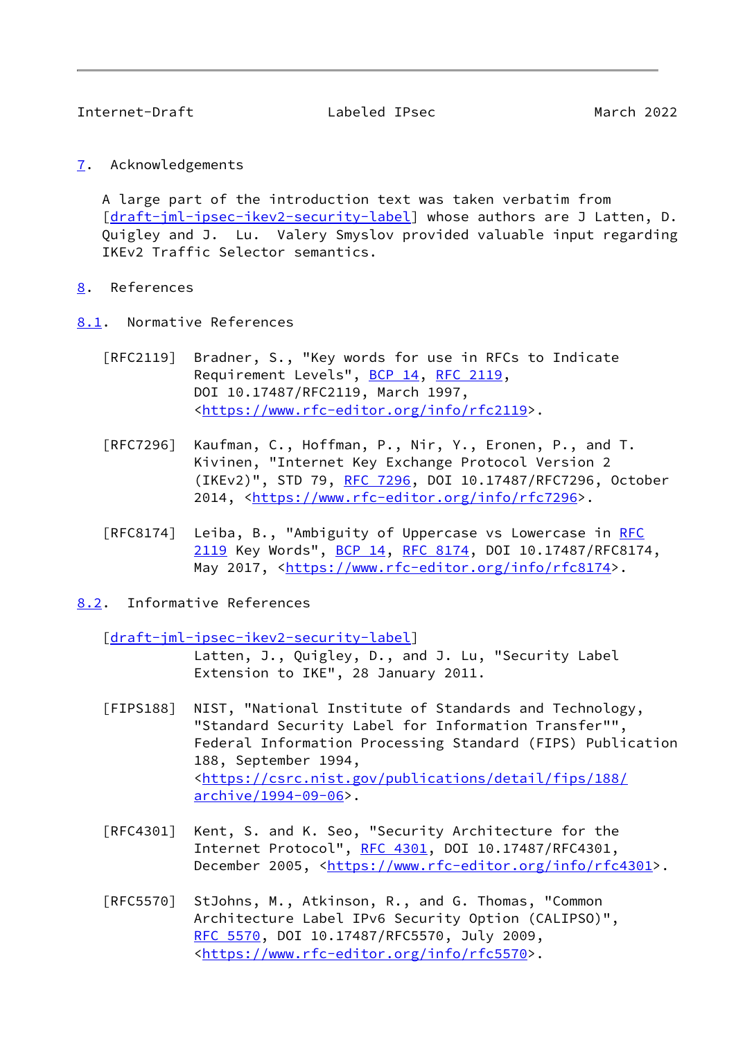## 7. Acknowledgements

A large part of the introduction text was taken verbatim from [draft-jml-ipsec-ikev2-security-label] whose authors are J Latten, D. Quigley and J. Lu. Valery Smyslov provided valuable input regarding IKEv2 Traffic Selector semantics.

## 8. References

### 8.1. Normative References

[RFC2119] Bradner, S., "Key words for use in RFCs to Indicate Requirement Levels", BCP 14, RFC 2119, DOI 10.17487/RFC2119, March 1997, <https://www.rfc-editor.org/info/rfc2119>.

[RFC7296] Kaufman, C., Hoffman, P., Nir, Y., Eronen, P., and T. Kivinen, "Internet Key Exchange Protocol Version 2 (IKEv2)", STD 79, RFC 7296, DOI 10.17487/RFC7296, October 2014, <https://www.rfc-editor.org/info/rfc7296>.

[RFC8174] Leiba, B., "Ambiguity of Uppercase vs Lowercase in RFC 2119 Key Words", BCP 14, RFC 8174, DOI 10.17487/RFC8174, May 2017, <https://www.rfc-editor.org/info/rfc8174>.

### 8.2. Informative References

[draft-jml-ipsec-ikev2-security-label] Latten, J., Quigley, D., and J. Lu, "Security Label Extension to IKE", 28 January 2011.

[FIPS188] NIST, "National Institute of Standards and Technology, "Standard Security Label for Information Transfer"", Federal Information Processing Standard (FIPS) Publication 188, September 1994, <https://csrc.nist.gov/publications/detail/fips/188/archive/1994-09-06>.

[RFC4301] Kent, S. and K. Seo, "Security Architecture for the Internet Protocol", RFC 4301, DOI 10.17487/RFC4301, December 2005, <https://www.rfc-editor.org/info/rfc4301>.

[RFC5570] StJohns, M., Atkinson, R., and G. Thomas, "Common Architecture Label IPv6 Security Option (CALIPSO)", RFC 5570, DOI 10.17487/RFC5570, July 2009, <https://www.rfc-editor.org/info/rfc5570>.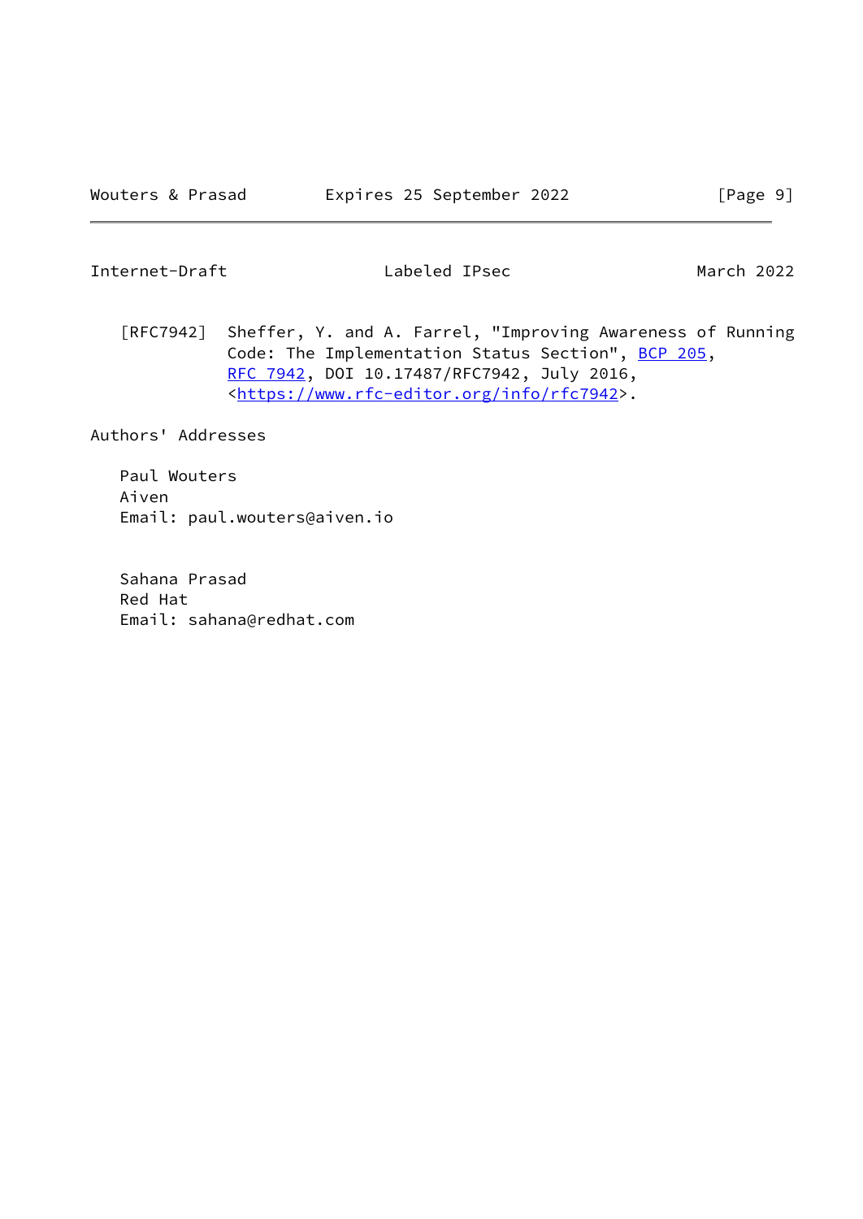[RFC7942] Sheffer, Y. and A. Farrel, "Improving Awareness of Running Code: The Implementation Status Section", BCP 205, RFC 7942, DOI 10.17487/RFC7942, July 2016, <https://www.rfc-editor.org/info/rfc7942>.

## Authors' Addresses

Paul Wouters
Aiven
Email: paul.wouters@aiven.io

Sahana Prasad
Red Hat
Email: sahana@redhat.com